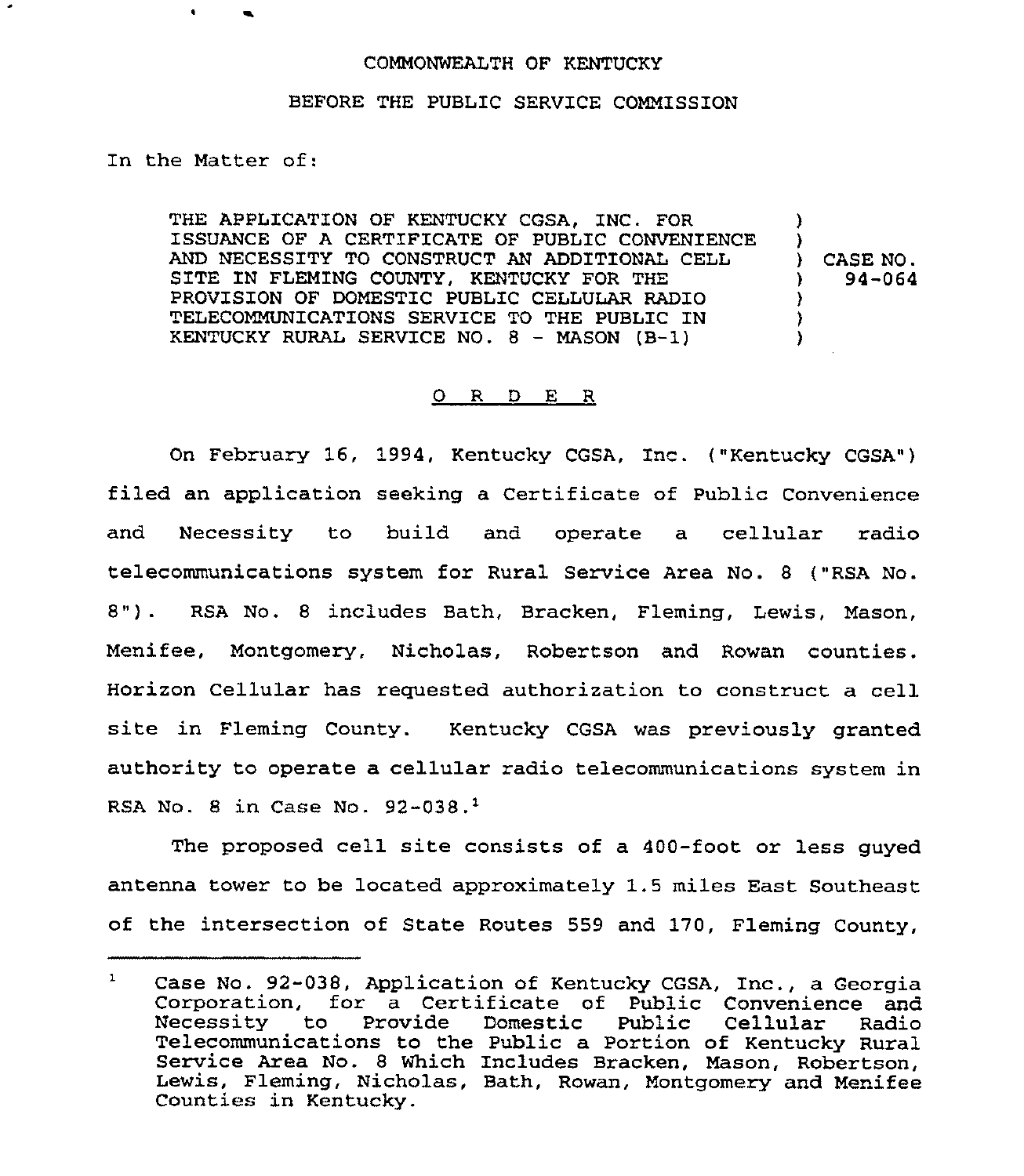COMMONWEALTH OF KENTUCKY

BEFORE THE PUBLIC SERVICE COMMISSION

In the Matter of:

THE APPLICATION OF KENTUCKY CGSA, INC. FOR ISSUANCE OF A CERTIFICATE OF PUBLIC CONVENIENCE AND NECESSITY TO CONSTRUCT AN ADDITIONAL CELL SITE IN FLEMING COUNTY, KENTUCKY FOR THE PROVISION OF DOMESTIC PUBLIC CELLULAR RADIO TELECOMMUNICATIONS SERVICE TO THE PUBLIC IN KENTUCKY RURAL SERVICE NO. 8 - MASON (B-1)

) CASE NO. 94-064

## O R D E R

On February 16, 1994, Kentucky CGSA, Inc. ("Kentucky CGSA") filed an application seeking a Certificate of Public Convenience and Necessity to build and operate a cellular radio telecommunications system for Rural Service Area No. 8 ("RSA No. 8"). RSA No. 8 includes Bath, Bracken, Fleming, Lewis, Mason, Menifee, Montgomery, Nicholas, Robertson and Rowan counties. Horizon Cellular has requested authorization to construct a cell site in Fleming County. Kentucky CGSA was previously granted authority to operate a cellular radio telecommunications system in RSA No. 8 in Case No. 92-038.[1]

The proposed cell site consists of a 400-foot or less guyed antenna tower to be located approximately 1.5 miles East Southeast of the intersection of State Routes 559 and 170, Fleming County,

[1] Case No. 92-038, Application of Kentucky CGSA, Inc., a Georgia Corporation, for a Certificate of Public Convenience and Necessity to Provide Domestic Public Cellular Radio Telecommunications to the Public a Portion of Kentucky Rural Service Area No. 8 Which Includes Bracken, Mason, Robertson, Lewis, Fleming, Nicholas, Bath, Rowan, Montgomery and Menifee Counties in Kentucky.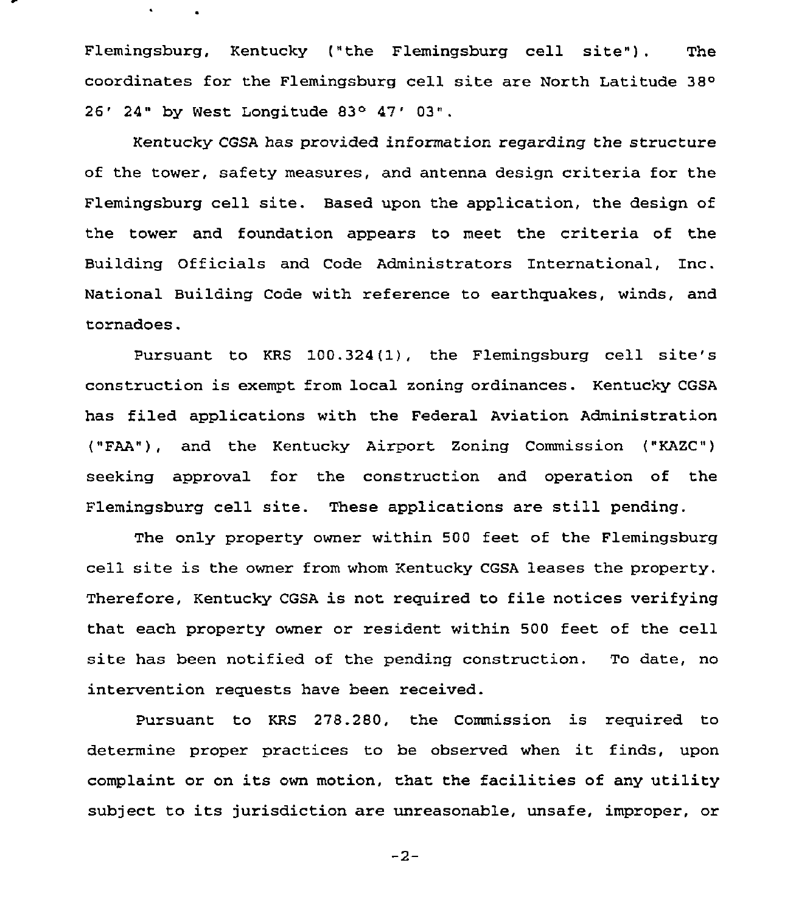Flemingsburg, Kentucky ("the Flemingsburg cell site"). The coordinates for the Flemingsburg cell site are North Latitude 38° 26′ 24" by West Longitude 83° 47′ 03".

Kentucky CGSA has provided information regarding the structure of the tower, safety measures, and antenna design criteria for the Flemingsburg cell site. Based upon the application, the design of the tower and foundation appears to meet the criteria of the Building Officials and Code Administrators International, Inc. National Building Code with reference to earthquakes, winds, and tornadoes.

Pursuant to KRS 100.324(1), the Flemingsburg cell site's construction is exempt from local zoning ordinances. Kentucky CGSA has filed applications with the Federal Aviation Administration ("FAA"), and the Kentucky Airport Zoning Commission ("KAZC") seeking approval for the construction and operation of the Flemingsburg cell site. These applications are still pending.

The only property owner within 500 feet of the Flemingsburg cell site is the owner from whom Kentucky CGSA leases the property. Therefore, Kentucky CGSA is not required to file notices verifying that each property owner or resident within 500 feet of the cell site has been notified of the pending construction. To date, no intervention requests have been received.

Pursuant to KRS 278.280, the Commission is required to determine proper practices to be observed when it finds, upon complaint or on its own motion, that the facilities of any utility subject to its jurisdiction are unreasonable, unsafe, improper, or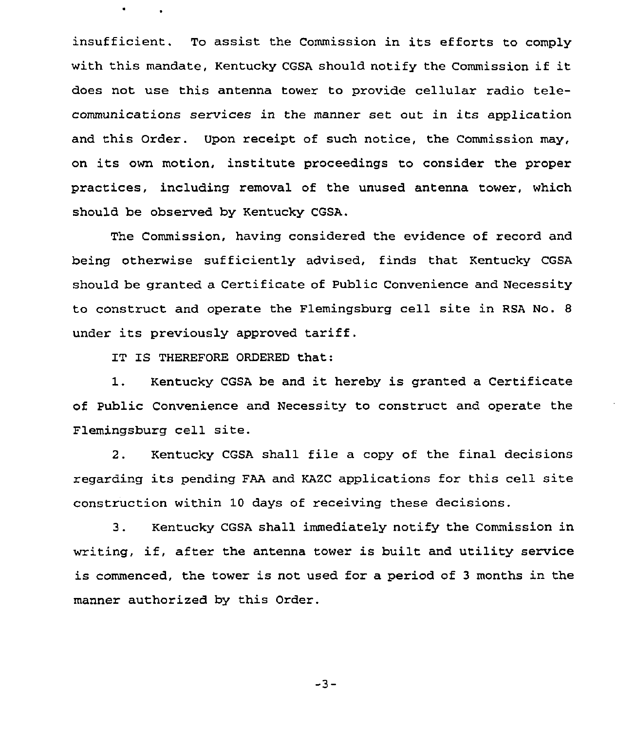insufficient. To assist the Commission in its efforts to comply with this mandate, Kentucky CGSA should notify the Commission if it does not use this antenna tower to provide cellular radio telecommunications services in the manner set out in its application and this Order. Upon receipt of such notice, the Commission may, on its own motion, institute proceedings to consider the proper practices, including removal of the unused antenna tower, which should be observed by Kentucky CGSA.

The Commission, having considered the evidence of record and being otherwise sufficiently advised, finds that Kentucky CGSA should be granted a Certificate of Public Convenience and Necessity to construct and operate the Flemingsburg cell site in RSA No. 8 under its previously approved tariff.

IT IS THEREFORE ORDERED that:

1. Kentucky CGSA be and it hereby is granted a Certificate of Public Convenience and Necessity to construct and operate the Flemingsburg cell site.

2. Kentucky CGSA shall file a copy of the final decisions regarding its pending FAA and KAZC applications for this cell site construction within 10 days of receiving these decisions.

3. Kentucky CGSA shall immediately notify the Commission in writing, if, after the antenna tower is built and utility service is commenced, the tower is not used for a period of 3 months in the manner authorized by this Order.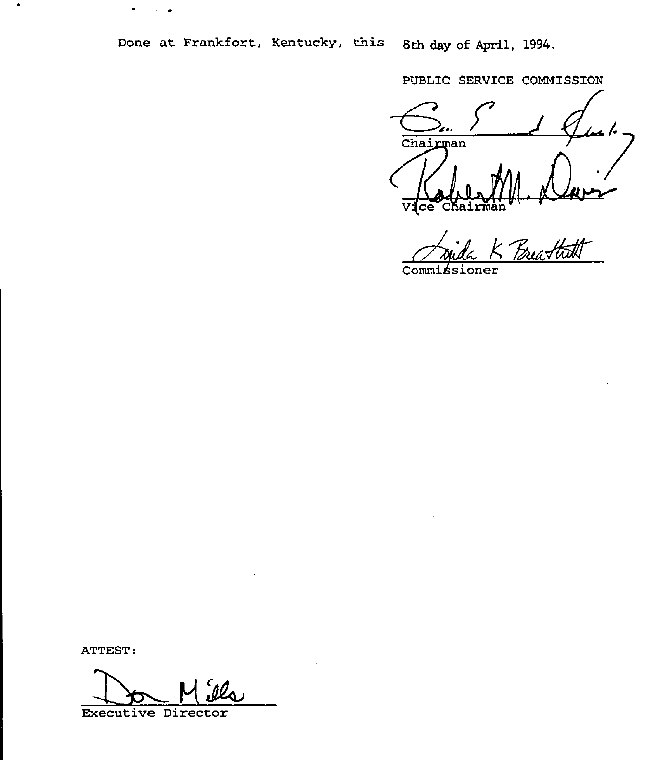Done at Frankfort, Kentucky, this 8th day of April, 1994.

PUBLIC SERVICE COMMISSION

Chairman

Vice Chairman

Commissioner

ATTEST:

Executive Director